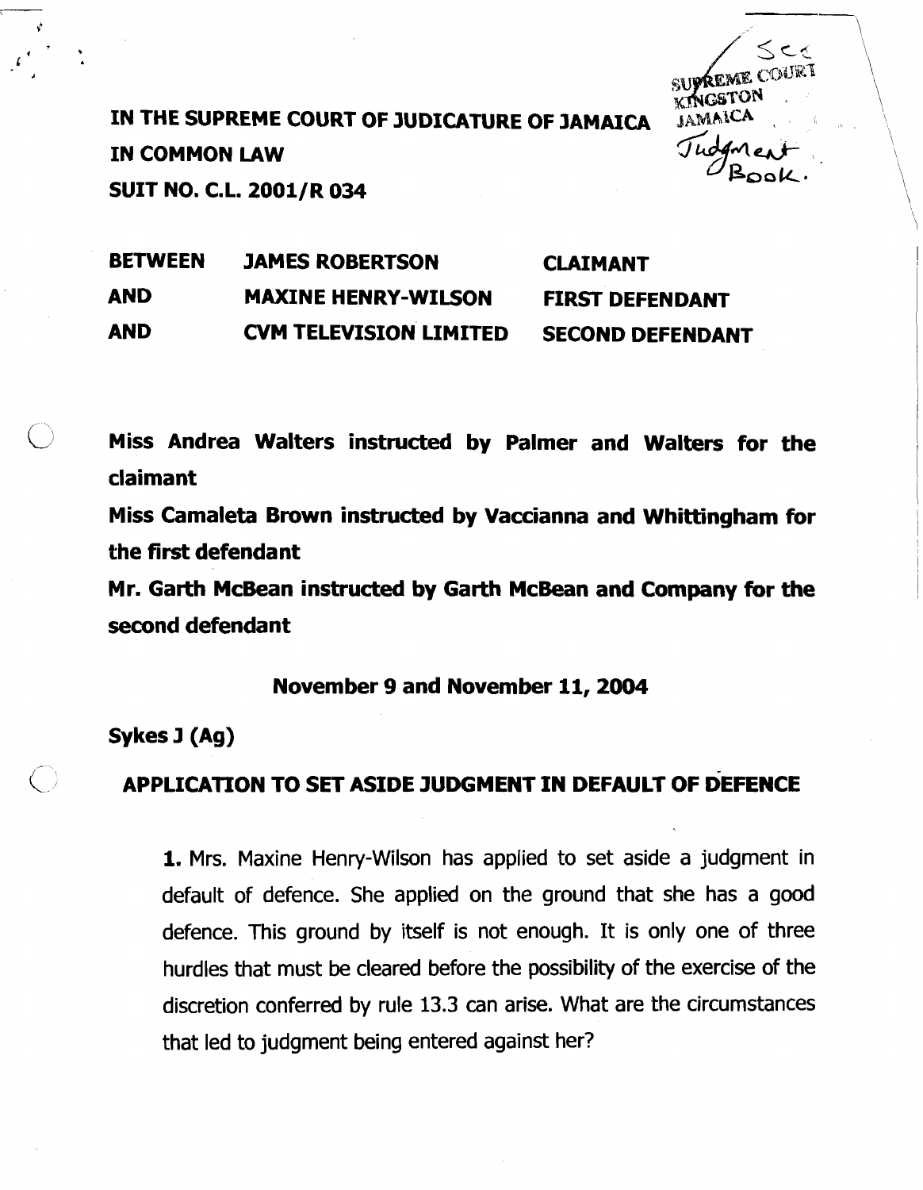**IN THE SUPREME COURT OF JUDICATURE OF JAMAICA**

**IN COMMON LAW**

**SUIT NO. C.L. 2001/R 034**

| | | |
|---|---|---|
| **BETWEEN** | **JAMES ROBERTSON** | **CLAIMANT** |
| **AND** | **MAXINE HENRY-WILSON** | **FIRST DEFENDANT** |
| **AND** | **CVM TELEVISION LIMITED** | **SECOND DEFENDANT** |

**Miss Andrea Walters instructed by Palmer and Walters for the claimant**

**Miss Camaleta Brown instructed by Vaccianna and Whittingham for the first defendant**

**Mr. Garth McBean instructed by Garth McBean and Company for the second defendant**

**November 9 and November 11, 2004**

**Sykes J (Ag)**

## APPLICATION TO SET ASIDE JUDGMENT IN DEFAULT OF DEFENCE

**1.** Mrs. Maxine Henry-Wilson has applied to set aside a judgment in default of defence. She applied on the ground that she has a good defence. This ground by itself is not enough. It is only one of three hurdles that must be cleared before the possibility of the exercise of the discretion conferred by rule 13.3 can arise. What are the circumstances that led to judgment being entered against her?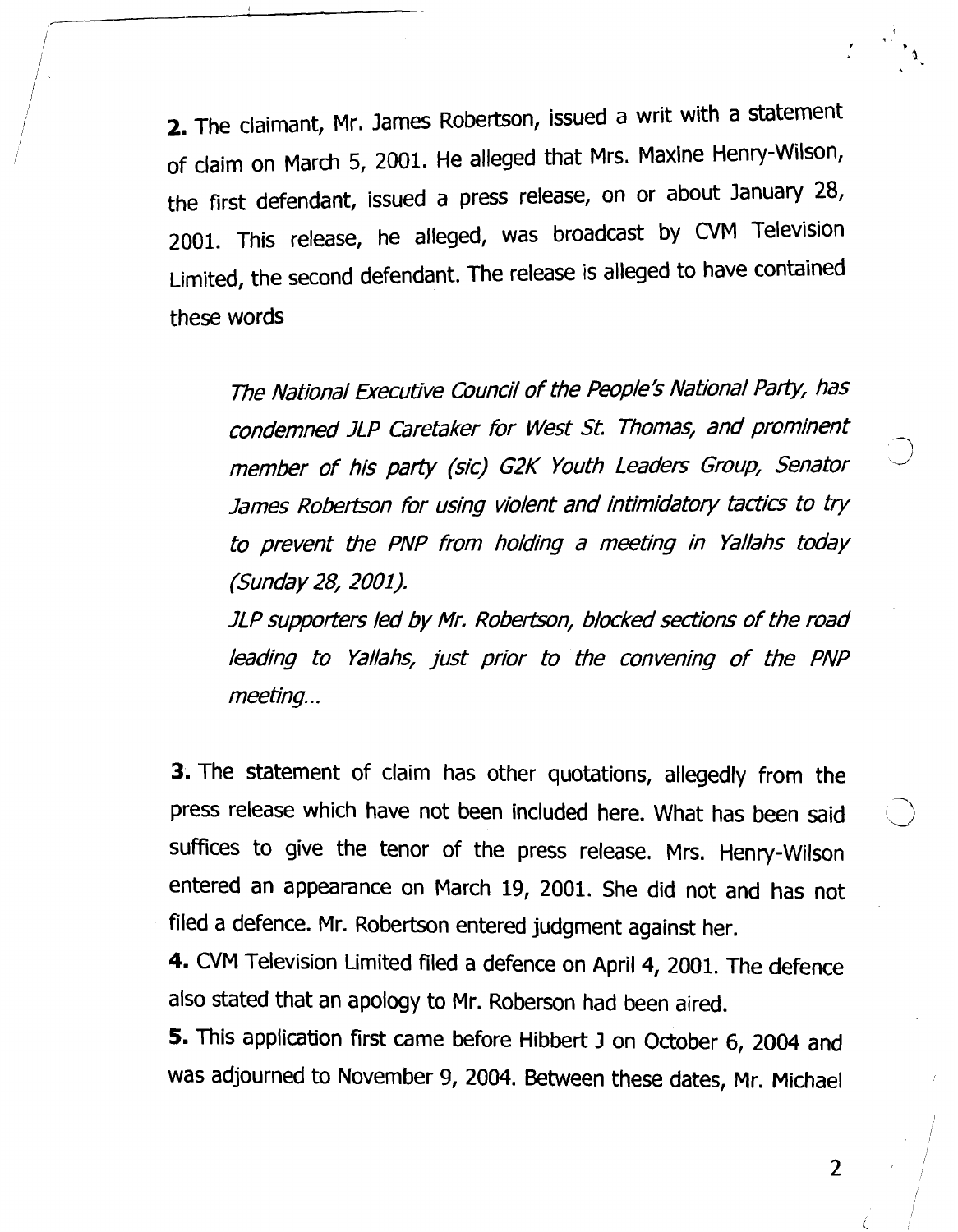**2.** The claimant, Mr. James Robertson, issued a writ with a statement of claim on March 5, 2001. He alleged that Mrs. Maxine Henry-Wilson, the first defendant, issued a press release, on or about January 28, 2001. This release, he alleged, was broadcast by CVM Television Limited, the second defendant. The release is alleged to have contained these words

> *The National Executive Council of the People's National Party, has condemned JLP Caretaker for West St. Thomas, and prominent member of his party (sic) G2K Youth Leaders Group, Senator James Robertson for using violent and intimidatory tactics to try to prevent the PNP from holding a meeting in Yallahs today (Sunday 28, 2001).*
>
> *JLP supporters led by Mr. Robertson, blocked sections of the road leading to Yallahs, just prior to the convening of the PNP meeting...*

**3.** The statement of claim has other quotations, allegedly from the press release which have not been included here. What has been said suffices to give the tenor of the press release. Mrs. Henry-Wilson entered an appearance on March 19, 2001. She did not and has not filed a defence. Mr. Robertson entered judgment against her.

**4.** CVM Television Limited filed a defence on April 4, 2001. The defence also stated that an apology to Mr. Roberson had been aired.

**5.** This application first came before Hibbert J on October 6, 2004 and was adjourned to November 9, 2004. Between these dates, Mr. Michael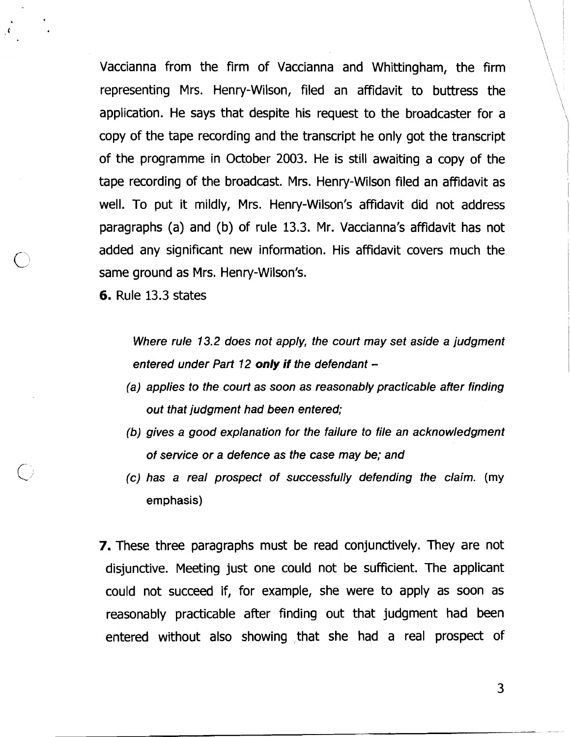Vaccianna from the firm of Vaccianna and Whittingham, the firm representing Mrs. Henry-Wilson, filed an affidavit to buttress the application. He says that despite his request to the broadcaster for a copy of the tape recording and the transcript he only got the transcript of the programme in October 2003. He is still awaiting a copy of the tape recording of the broadcast. Mrs. Henry-Wilson filed an affidavit as well. To put it mildly, Mrs. Henry-Wilson's affidavit did not address paragraphs (a) and (b) of rule 13.3. Mr. Vaccianna's affidavit has not added any significant new information. His affidavit covers much the same ground as Mrs. Henry-Wilson's.

**6.** Rule 13.3 states

> *Where rule 13.2 does not apply, the court may set aside a judgment entered under Part 12* ***only if*** *the defendant –*
>
> *(a) applies to the court as soon as reasonably practicable after finding out that judgment had been entered;*
>
> *(b) gives a good explanation for the failure to file an acknowledgment of service or a defence as the case may be; and*
>
> *(c) has a real prospect of successfully defending the claim.* (my emphasis)

**7.** These three paragraphs must be read conjunctively. They are not disjunctive. Meeting just one could not be sufficient. The applicant could not succeed if, for example, she were to apply as soon as reasonably practicable after finding out that judgment had been entered without also showing that she had a real prospect of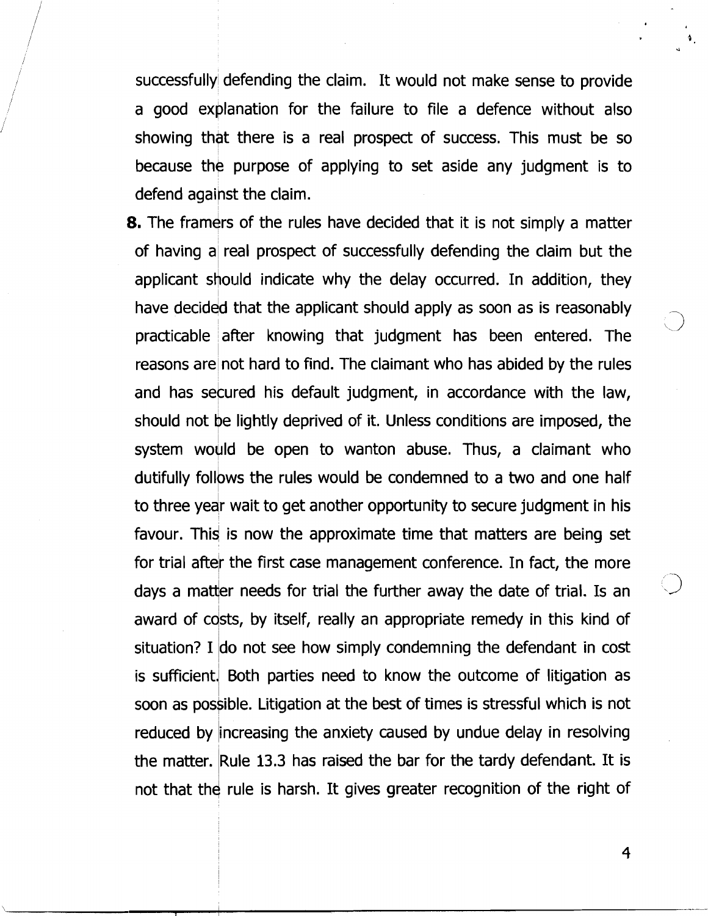successfully defending the claim. It would not make sense to provide a good explanation for the failure to file a defence without also showing that there is a real prospect of success. This must be so because the purpose of applying to set aside any judgment is to defend against the claim.

**8.** The framers of the rules have decided that it is not simply a matter of having a real prospect of successfully defending the claim but the applicant should indicate why the delay occurred. In addition, they have decided that the applicant should apply as soon as is reasonably practicable after knowing that judgment has been entered. The reasons are not hard to find. The claimant who has abided by the rules and has secured his default judgment, in accordance with the law, should not be lightly deprived of it. Unless conditions are imposed, the system would be open to wanton abuse. Thus, a claimant who dutifully follows the rules would be condemned to a two and one half to three year wait to get another opportunity to secure judgment in his favour. This is now the approximate time that matters are being set for trial after the first case management conference. In fact, the more days a matter needs for trial the further away the date of trial. Is an award of costs, by itself, really an appropriate remedy in this kind of situation? I do not see how simply condemning the defendant in cost is sufficient. Both parties need to know the outcome of litigation as soon as possible. Litigation at the best of times is stressful which is not reduced by increasing the anxiety caused by undue delay in resolving the matter. Rule 13.3 has raised the bar for the tardy defendant. It is not that the rule is harsh. It gives greater recognition of the right of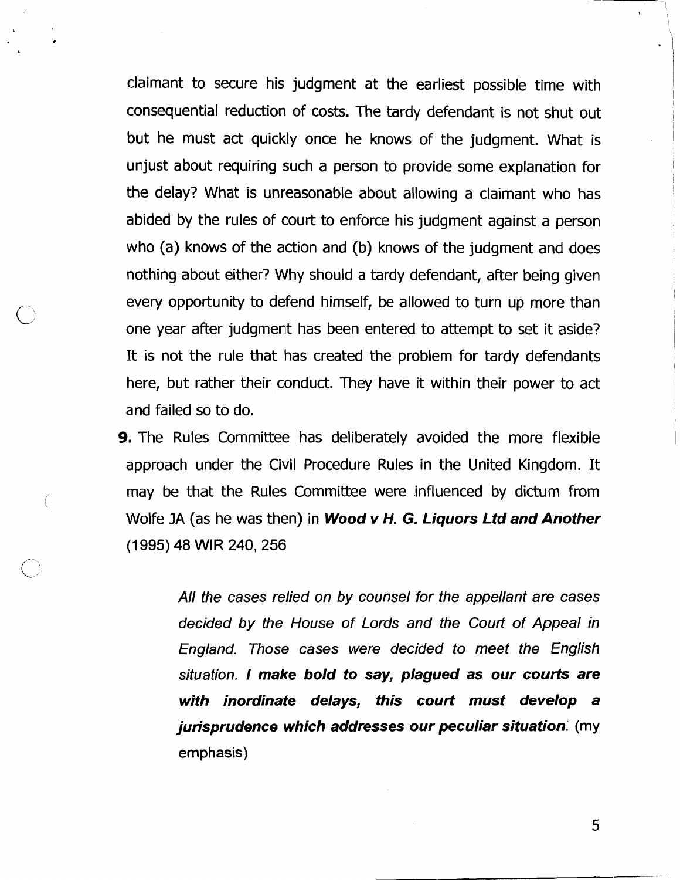claimant to secure his judgment at the earliest possible time with consequential reduction of costs. The tardy defendant is not shut out but he must act quickly once he knows of the judgment. What is unjust about requiring such a person to provide some explanation for the delay? What is unreasonable about allowing a claimant who has abided by the rules of court to enforce his judgment against a person who (a) knows of the action and (b) knows of the judgment and does nothing about either? Why should a tardy defendant, after being given every opportunity to defend himself, be allowed to turn up more than one year after judgment has been entered to attempt to set it aside? It is not the rule that has created the problem for tardy defendants here, but rather their conduct. They have it within their power to act and failed so to do.

**9.** The Rules Committee has deliberately avoided the more flexible approach under the Civil Procedure Rules in the United Kingdom. It may be that the Rules Committee were influenced by dictum from Wolfe JA (as he was then) in ***Wood v H. G. Liquors Ltd and Another*** (1995) 48 WIR 240, 256

> *All the cases relied on by counsel for the appellant are cases decided by the House of Lords and the Court of Appeal in England. Those cases were decided to meet the English situation.* ***I make bold to say, plagued as our courts are with inordinate delays, this court must develop a jurisprudence which addresses our peculiar situation****.* (my emphasis)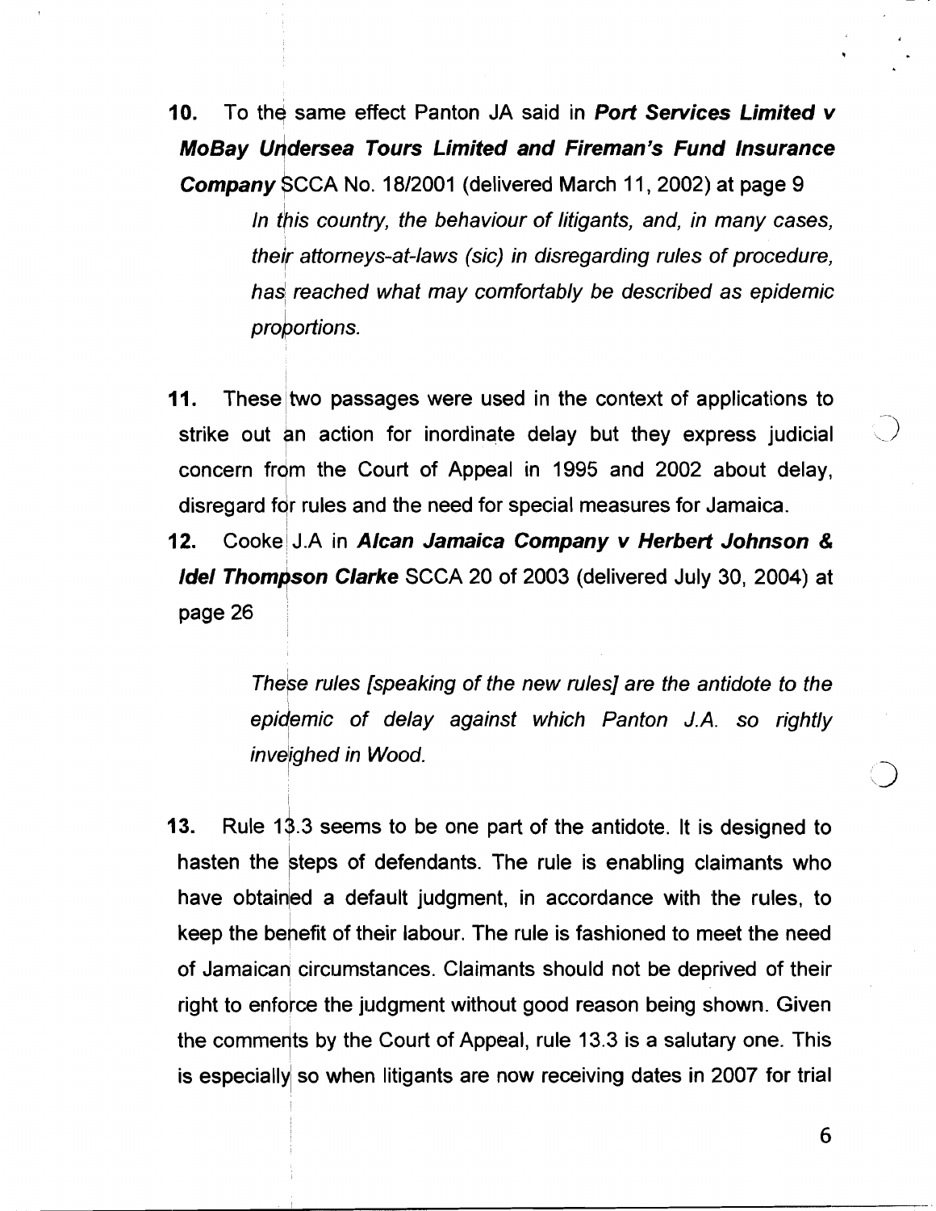**10.** To the same effect Panton JA said in ***Port Services Limited v MoBay Undersea Tours Limited and Fireman's Fund Insurance Company*** SCCA No. 18/2001 (delivered March 11, 2002) at page 9

> *In this country, the behaviour of litigants, and, in many cases, their attorneys-at-laws (sic) in disregarding rules of procedure, has reached what may comfortably be described as epidemic proportions.*

**11.** These two passages were used in the context of applications to strike out an action for inordinate delay but they express judicial concern from the Court of Appeal in 1995 and 2002 about delay, disregard for rules and the need for special measures for Jamaica.

**12.** Cooke J.A in ***Alcan Jamaica Company v Herbert Johnson & Idel Thompson Clarke*** SCCA 20 of 2003 (delivered July 30, 2004) at page 26

> *These rules [speaking of the new rules] are the antidote to the epidemic of delay against which Panton J.A. so rightly inveighed in Wood.*

**13.** Rule 13.3 seems to be one part of the antidote. It is designed to hasten the steps of defendants. The rule is enabling claimants who have obtained a default judgment, in accordance with the rules, to keep the benefit of their labour. The rule is fashioned to meet the need of Jamaican circumstances. Claimants should not be deprived of their right to enforce the judgment without good reason being shown. Given the comments by the Court of Appeal, rule 13.3 is a salutary one. This is especially so when litigants are now receiving dates in 2007 for trial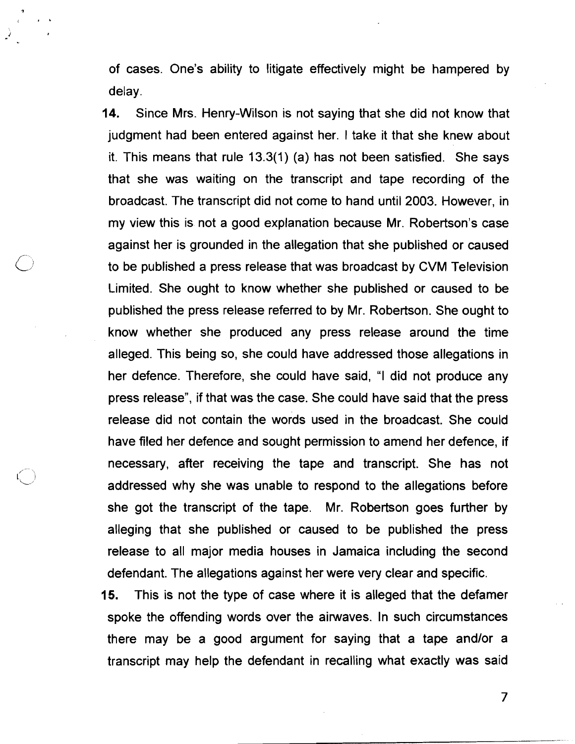of cases. One's ability to litigate effectively might be hampered by delay.

**14.** Since Mrs. Henry-Wilson is not saying that she did not know that judgment had been entered against her. I take it that she knew about it. This means that rule 13.3(1) (a) has not been satisfied. She says that she was waiting on the transcript and tape recording of the broadcast. The transcript did not come to hand until 2003. However, in my view this is not a good explanation because Mr. Robertson's case against her is grounded in the allegation that she published or caused to be published a press release that was broadcast by CVM Television Limited. She ought to know whether she published or caused to be published the press release referred to by Mr. Robertson. She ought to know whether she produced any press release around the time alleged. This being so, she could have addressed those allegations in her defence. Therefore, she could have said, "I did not produce any press release", if that was the case. She could have said that the press release did not contain the words used in the broadcast. She could have filed her defence and sought permission to amend her defence, if necessary, after receiving the tape and transcript. She has not addressed why she was unable to respond to the allegations before she got the transcript of the tape. Mr. Robertson goes further by alleging that she published or caused to be published the press release to all major media houses in Jamaica including the second defendant. The allegations against her were very clear and specific.

**15.** This is not the type of case where it is alleged that the defamer spoke the offending words over the airwaves. In such circumstances there may be a good argument for saying that a tape and/or a transcript may help the defendant in recalling what exactly was said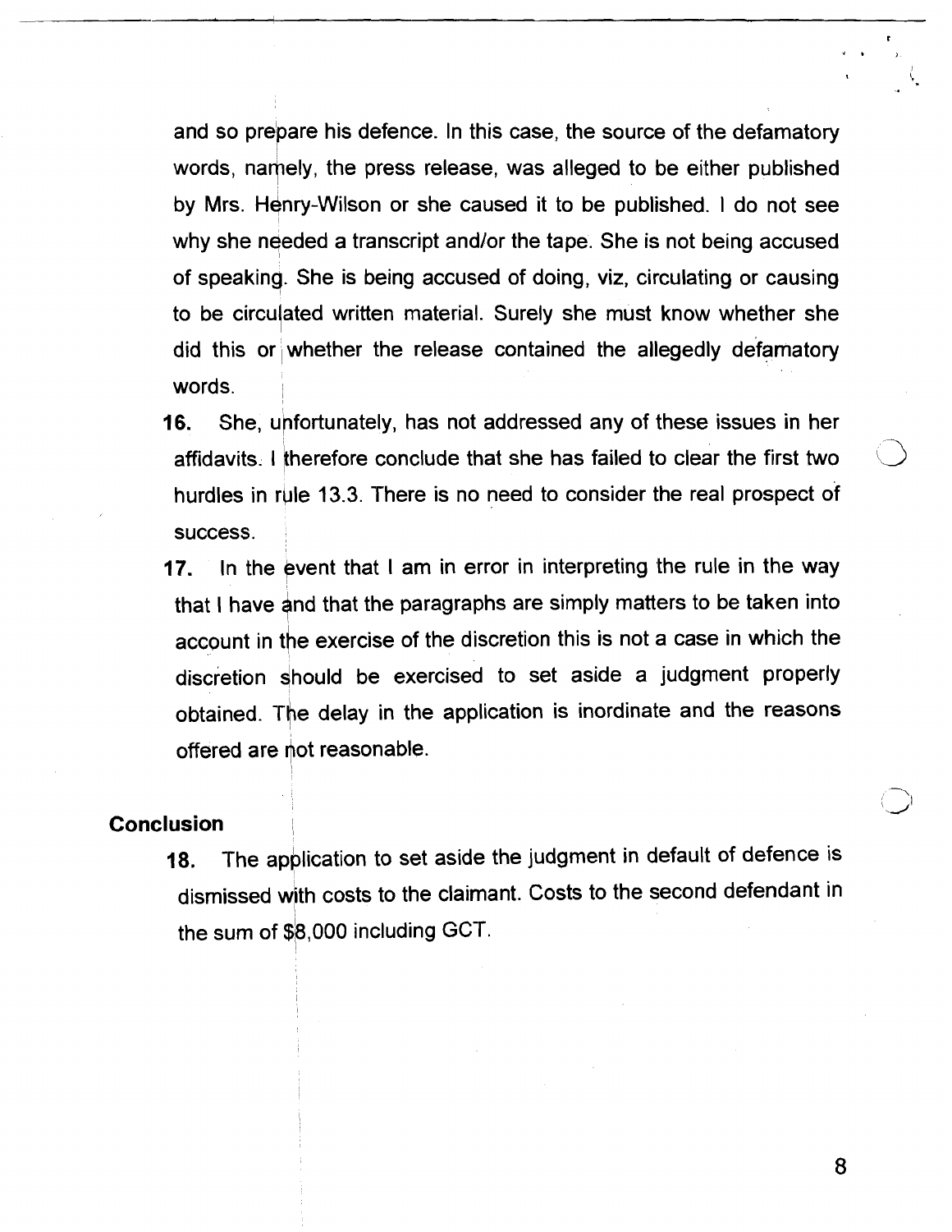and so prepare his defence. In this case, the source of the defamatory words, namely, the press release, was alleged to be either published by Mrs. Henry-Wilson or she caused it to be published. I do not see why she needed a transcript and/or the tape. She is not being accused of speaking. She is being accused of doing, viz, circulating or causing to be circulated written material. Surely she must know whether she did this or whether the release contained the allegedly defamatory words.

**16.** She, unfortunately, has not addressed any of these issues in her affidavits. I therefore conclude that she has failed to clear the first two hurdles in rule 13.3. There is no need to consider the real prospect of success.

**17.** In the event that I am in error in interpreting the rule in the way that I have and that the paragraphs are simply matters to be taken into account in the exercise of the discretion this is not a case in which the discretion should be exercised to set aside a judgment properly obtained. The delay in the application is inordinate and the reasons offered are not reasonable.

## Conclusion

**18.** The application to set aside the judgment in default of defence is dismissed with costs to the claimant. Costs to the second defendant in the sum of $8,000 including GCT.